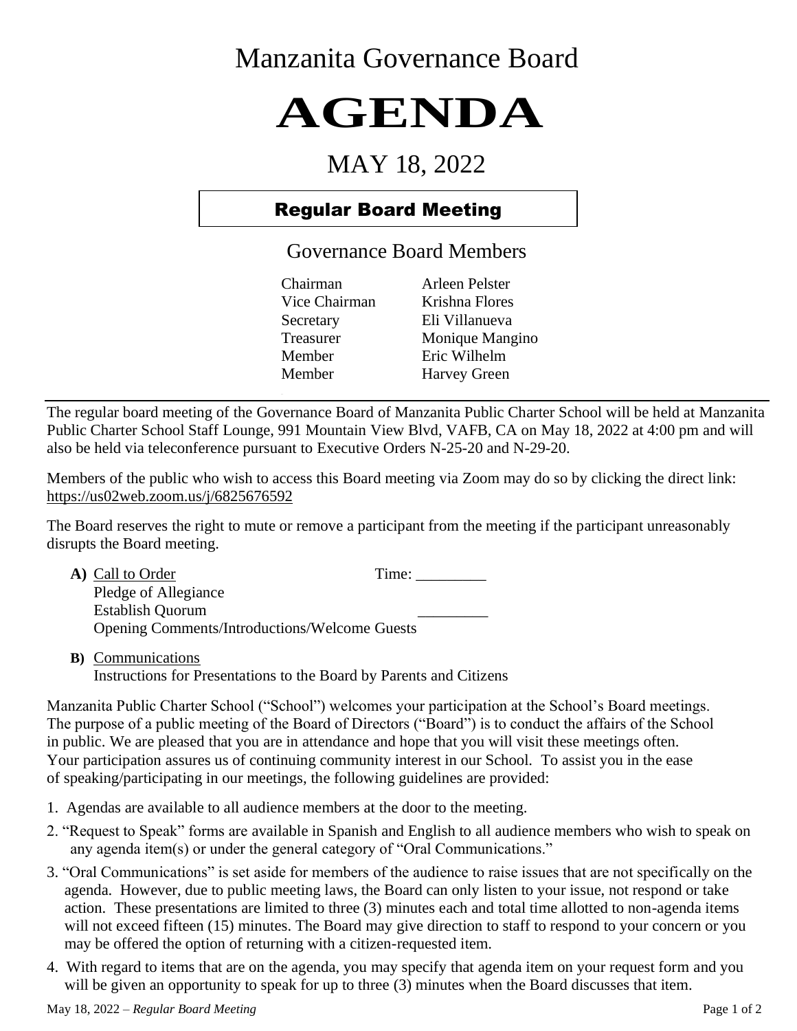# Manzanita Governance Board

# AGENDA

## MAY 18, 2022

### Regular Board Meeting

### Governance Board Members

| | |
|---|---|
| Chairman | Arleen Pelster |
| Vice Chairman | Krishna Flores |
| Secretary | Eli Villanueva |
| Treasurer | Monique Mangino |
| Member | Eric Wilhelm |
| Member | Harvey Green |

---

The regular board meeting of the Governance Board of Manzanita Public Charter School will be held at Manzanita Public Charter School Staff Lounge, 991 Mountain View Blvd, VAFB, CA on May 18, 2022 at 4:00 pm and will also be held via teleconference pursuant to Executive Orders N-25-20 and N-29-20.

Members of the public who wish to access this Board meeting via Zoom may do so by clicking the direct link: https://us02web.zoom.us/j/6825676592

The Board reserves the right to mute or remove a participant from the meeting if the participant unreasonably disrupts the Board meeting.

**A)** Call to Order Time: _________
Pledge of Allegiance
Establish Quorum _________
Opening Comments/Introductions/Welcome Guests

**B)** Communications
Instructions for Presentations to the Board by Parents and Citizens

Manzanita Public Charter School ("School") welcomes your participation at the School's Board meetings. The purpose of a public meeting of the Board of Directors ("Board") is to conduct the affairs of the School in public. We are pleased that you are in attendance and hope that you will visit these meetings often. Your participation assures us of continuing community interest in our School. To assist you in the ease of speaking/participating in our meetings, the following guidelines are provided:

1. Agendas are available to all audience members at the door to the meeting.
2. "Request to Speak" forms are available in Spanish and English to all audience members who wish to speak on any agenda item(s) or under the general category of "Oral Communications."
3. "Oral Communications" is set aside for members of the audience to raise issues that are not specifically on the agenda. However, due to public meeting laws, the Board can only listen to your issue, not respond or take action. These presentations are limited to three (3) minutes each and total time allotted to non-agenda items will not exceed fifteen (15) minutes. The Board may give direction to staff to respond to your concern or you may be offered the option of returning with a citizen-requested item.
4. With regard to items that are on the agenda, you may specify that agenda item on your request form and you will be given an opportunity to speak for up to three (3) minutes when the Board discusses that item.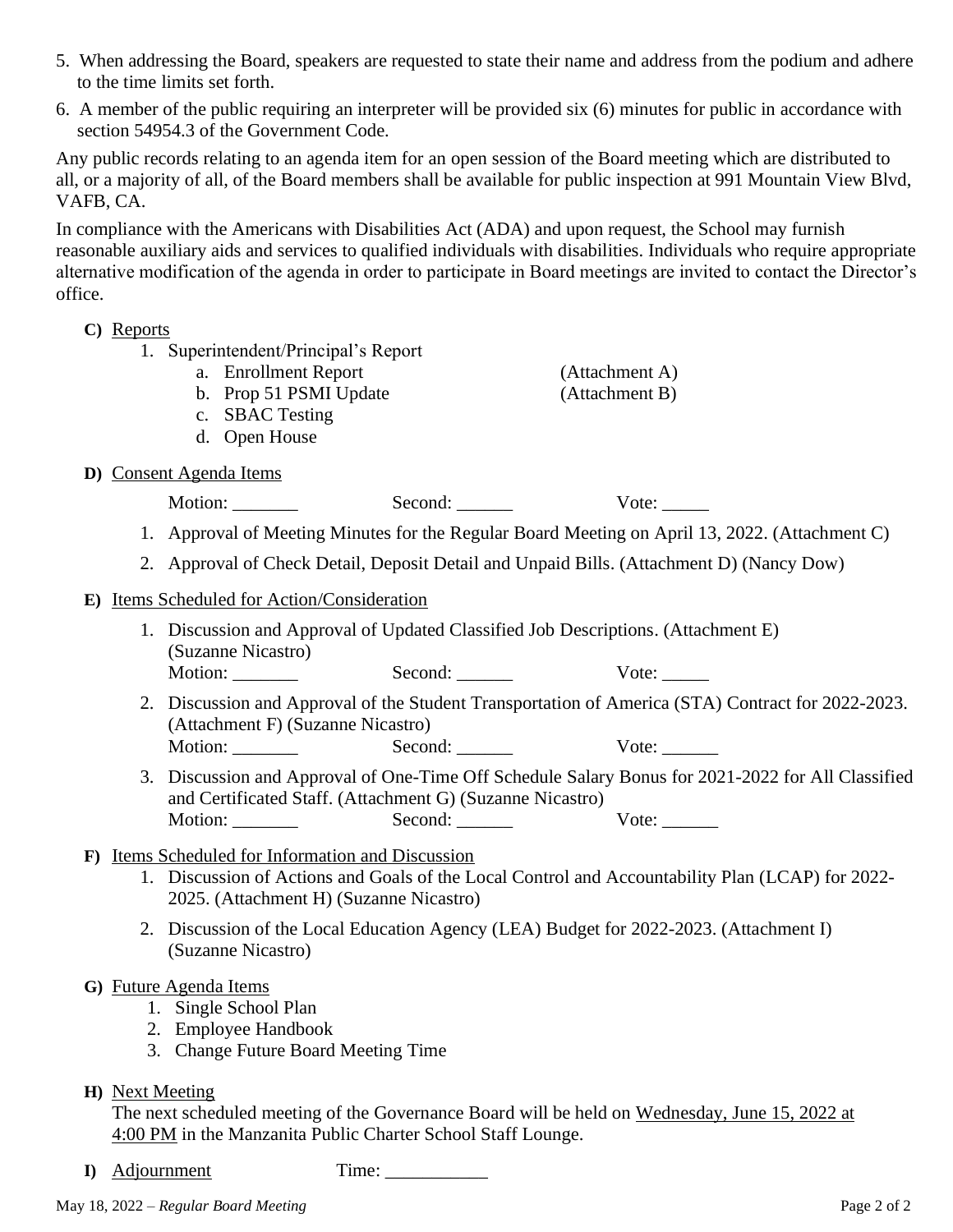5. When addressing the Board, speakers are requested to state their name and address from the podium and adhere to the time limits set forth.
6. A member of the public requiring an interpreter will be provided six (6) minutes for public in accordance with section 54954.3 of the Government Code.

Any public records relating to an agenda item for an open session of the Board meeting which are distributed to all, or a majority of all, of the Board members shall be available for public inspection at 991 Mountain View Blvd, VAFB, CA.

In compliance with the Americans with Disabilities Act (ADA) and upon request, the School may furnish reasonable auxiliary aids and services to qualified individuals with disabilities. Individuals who require appropriate alternative modification of the agenda in order to participate in Board meetings are invited to contact the Director's office.

**C)** Reports

1. Superintendent/Principal's Report
   a. Enrollment Report (Attachment A)
   b. Prop 51 PSMI Update (Attachment B)
   c. SBAC Testing
   d. Open House

**D)** Consent Agenda Items

Motion: _______ Second: ______ Vote: _____

1. Approval of Meeting Minutes for the Regular Board Meeting on April 13, 2022. (Attachment C)
2. Approval of Check Detail, Deposit Detail and Unpaid Bills. (Attachment D) (Nancy Dow)

**E)** Items Scheduled for Action/Consideration

1. Discussion and Approval of Updated Classified Job Descriptions. (Attachment E) (Suzanne Nicastro)
   Motion: _______ Second: ______ Vote: _____
2. Discussion and Approval of the Student Transportation of America (STA) Contract for 2022-2023. (Attachment F) (Suzanne Nicastro)
   Motion: _______ Second: ______ Vote: ______
3. Discussion and Approval of One-Time Off Schedule Salary Bonus for 2021-2022 for All Classified and Certificated Staff. (Attachment G) (Suzanne Nicastro)
   Motion: _______ Second: ______ Vote: ______

**F)** Items Scheduled for Information and Discussion

1. Discussion of Actions and Goals of the Local Control and Accountability Plan (LCAP) for 2022-2025. (Attachment H) (Suzanne Nicastro)
2. Discussion of the Local Education Agency (LEA) Budget for 2022-2023. (Attachment I) (Suzanne Nicastro)

**G)** Future Agenda Items

1. Single School Plan
2. Employee Handbook
3. Change Future Board Meeting Time

**H)** Next Meeting

The next scheduled meeting of the Governance Board will be held on Wednesday, June 15, 2022 at 4:00 PM in the Manzanita Public Charter School Staff Lounge.

**I)** Adjournment Time: ___________